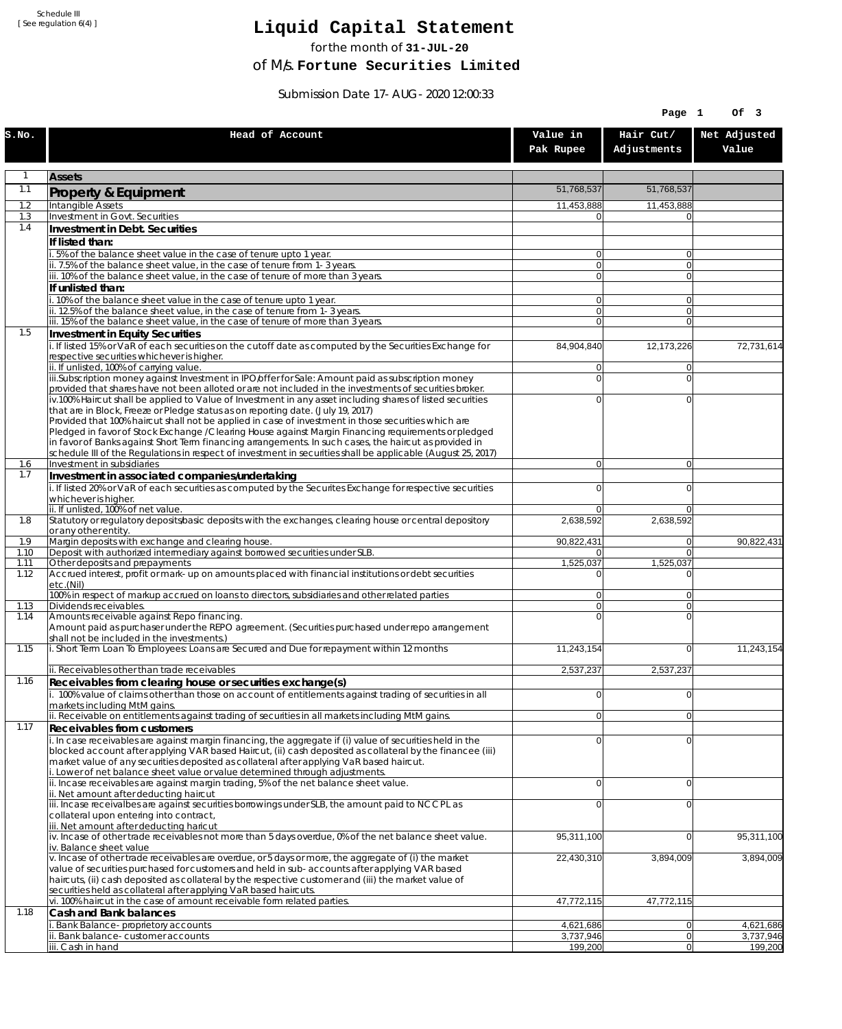Schedule III
[ See regulation 6(4) ]

# Liquid Capital Statement

for the month of **31-JUL-20**

of M/s. **Fortune Securities Limited**

Submission Date 17-AUG-2020 12:00:33

| S.No. | Head of Account | Value in Pak Rupee | Hair Cut/ Adjustments | Net Adjusted Value |
|---|---|---|---|---|
| 1 | **Assets** | | | |
| 1.1 | **Property & Equipment** | 51,768,537 | 51,768,537 | |
| 1.2 | Intangible Assets | 11,453,888 | 11,453,888 | |
| 1.3 | Investment in Govt. Securities | 0 | 0 | |
| 1.4 | **Investment in Debt. Securities** | | | |
| | **If listed than:** | | | |
| | i. 5% of the balance sheet value in the case of tenure upto 1 year. | 0 | 0 | |
| | ii. 7.5% of the balance sheet value, in the case of tenure from 1-3 years. | 0 | 0 | |
| | iii. 10% of the balance sheet value, in the case of tenure of more than 3 years. | 0 | 0 | |
| | **If unlisted than:** | | | |
| | i. 10% of the balance sheet value in the case of tenure upto 1 year. | 0 | 0 | |
| | ii. 12.5% of the balance sheet value, in the case of tenure from 1-3 years. | 0 | 0 | |
| | iii. 15% of the balance sheet value, in the case of tenure of more than 3 years. | 0 | 0 | |
| 1.5 | **Investment in Equity Securities** | | | |
| | i. If listed 15% or VaR of each securities on the cutoff date as computed by the Securities Exchange for respective securities whichever is higher. | 84,904,840 | 12,173,226 | 72,731,614 |
| | ii. If unlisted, 100% of carrying value. | 0 | 0 | |
| | iii.Subscription money against Investment in IPO/offer for Sale: Amount paid as subscription money provided that shares have not been alloted or are not included in the investments of securities broker. | 0 | 0 | |
| | iv.100% Haircut shall be applied to Value of Investment in any asset including shares of listed securities that are in Block, Freeze or Pledge status as on reporting date. (July 19, 2017)<br>Provided that 100% haircut shall not be applied in case of investment in those securities which are Pledged in favor of Stock Exchange / Clearing House against Margin Financing requirements or pledged in favor of Banks against Short Term financing arrangements. In such cases, the haircut as provided in schedule III of the Regulations in respect of investment in securities shall be applicable (August 25, 2017) | 0 | 0 | |
| 1.6 | Investment in subsidiaries | 0 | 0 | |
| 1.7 | **Investment in associated companies/undertaking** | | | |
| | i. If listed 20% or VaR of each securities as computed by the Securites Exchange for respective securities whichever is higher. | 0 | 0 | |
| | ii. If unlisted, 100% of net value. | 0 | 0 | |
| 1.8 | Statutory or regulatory deposits/basic deposits with the exchanges, clearing house or central depository or any other entity. | 2,638,592 | 2,638,592 | |
| 1.9 | Margin deposits with exchange and clearing house. | 90,822,431 | 0 | 90,822,431 |
| 1.10 | Deposit with authorized intermediary against borrowed securities under SLB. | 0 | 0 | |
| 1.11 | Other deposits and prepayments | 1,525,037 | 1,525,037 | |
| 1.12 | Accrued interest, profit or mark-up on amounts placed with financial institutions or debt securities etc.(Nil) | 0 | 0 | |
| | 100% in respect of markup accrued on loans to directors, subsidiaries and other related parties | 0 | 0 | |
| 1.13 | Dividends receivables. | 0 | 0 | |
| 1.14 | Amounts receivable against Repo financing.<br>Amount paid as purchaser under the REPO agreement. (Securities purchased under repo arrangement shall not be included in the investments.) | 0 | 0 | |
| 1.15 | i. Short Term Loan To Employees: Loans are Secured and Due for repayment within 12 months | 11,243,154 | 0 | 11,243,154 |
| | ii. Receivables other than trade receivables | 2,537,237 | 2,537,237 | |
| 1.16 | **Receivables from clearing house or securities exchange(s)** | | | |
| | i. 100% value of claims other than those on account of entitlements against trading of securities in all markets including MtM gains. | 0 | 0 | |
| | ii. Receivable on entitlements against trading of securities in all markets including MtM gains. | 0 | 0 | |
| 1.17 | **Receivables from customers** | | | |
| | i. In case receivables are against margin financing, the aggregate if (i) value of securities held in the blocked account after applying VAR based Haircut, (ii) cash deposited as collateral by the financee (iii) market value of any securities deposited as collateral after applying VaR based haircut.<br>i. Lower of net balance sheet value or value determined through adjustments. | 0 | 0 | |
| | ii. Incase receivables are against margin trading, 5% of the net balance sheet value.<br>ii. Net amount after deducting haircut | 0 | 0 | |
| | iii. Incase receivalbes are against securities borrowings under SLB, the amount paid to NCCPL as collateral upon entering into contract,<br>iii. Net amount after deducting haricut | 0 | 0 | |
| | iv. Incase of other trade receivables not more than 5 days overdue, 0% of the net balance sheet value.<br>iv. Balance sheet value | 95,311,100 | 0 | 95,311,100 |
| | v. Incase of other trade receivables are overdue, or 5 days or more, the aggregate of (i) the market value of securities purchased for customers and held in sub-accounts after applying VAR based haircuts, (ii) cash deposited as collateral by the respective customer and (iii) the market value of securities held as collateral after applying VaR based haircuts. | 22,430,310 | 3,894,009 | 3,894,009 |
| | vi. 100% haircut in the case of amount receivable form related parties. | 47,772,115 | 47,772,115 | |
| 1.18 | **Cash and Bank balances** | | | |
| | i. Bank Balance-proprietory accounts | 4,621,686 | 0 | 4,621,686 |
| | ii. Bank balance-customer accounts | 3,737,946 | 0 | 3,737,946 |
| | iii. Cash in hand | 199,200 | 0 | 199,200 |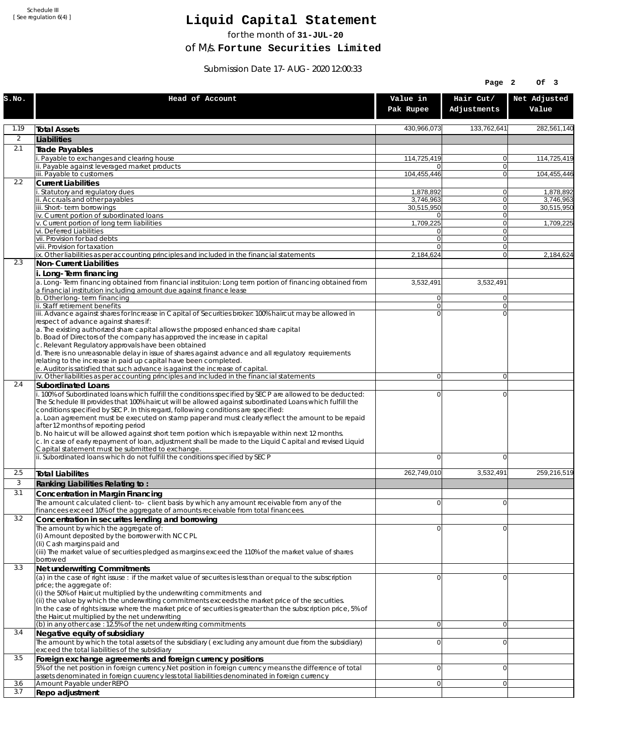Schedule III
[ See regulation 6(4) ]

# Liquid Capital Statement

for the month of **31-JUL-20**

of M/s. **Fortune Securities Limited**

Submission Date 17-AUG-2020 12:00:33

| S.No. | Head of Account | Value in Pak Rupee | Hair Cut/ Adjustments | Net Adjusted Value |
|---|---|---|---|---|
| 1.19 | **Total Assets** | 430,966,073 | 133,762,641 | 282,561,140 |
| 2 | **Liabilities** | | | |
| 2.1 | **Trade Payables** | | | |
| | i. Payable to exchanges and clearing house | 114,725,419 | 0 | 114,725,419 |
| | ii. Payable against leveraged market products | 0 | 0 | |
| | iii. Payable to customers | 104,455,446 | 0 | 104,455,446 |
| 2.2 | **Current Liabilities** | | | |
| | i. Statutory and regulatory dues | 1,878,892 | 0 | 1,878,892 |
| | ii. Accruals and other payables | 3,746,963 | 0 | 3,746,963 |
| | iii. Short-term borrowings | 30,515,950 | 0 | 30,515,950 |
| | iv. Current portion of subordinated loans | 0 | 0 | |
| | v. Current portion of long term liabilities | 1,709,225 | 0 | 1,709,225 |
| | vi. Deferred Liabilities | 0 | 0 | |
| | vii. Provision for bad debts | 0 | 0 | |
| | viii. Provision for taxation | 0 | 0 | |
| | ix. Other liabilities as per accounting principles and included in the financial statements | 2,184,624 | 0 | 2,184,624 |
| 2.3 | **Non-Current Liabilities** | | | |
| | **i. Long-Term financing** | | | |
| | a. Long-Term financing obtained from financial instituion: Long term portion of financing obtained from a financial institution including amount due against finance lease | 3,532,491 | 3,532,491 | |
| | b. Other long-term financing | 0 | 0 | |
| | ii. Staff retirement benefits | 0 | 0 | |
| | iii. Advance against shares for Increase in Capital of Securities broker: 100% haircut may be allowed in respect of advance against shares if:<br>a. The existing authorized share capital allows the proposed enhanced share capital<br>b. Boad of Directors of the company has approved the increase in capital<br>c. Relevant Regulatory approvals have been obtained<br>d. There is no unreasonable delay in issue of shares against advance and all regulatory requirements relating to the increase in paid up capital have been completed.<br>e. Auditor is satisfied that such advance is against the increase of capital. | 0 | 0 | |
| | iv. Other liabilities as per accounting principles and included in the financial statements | 0 | 0 | |
| 2.4 | **Subordinated Loans** | | | |
| | i. 100% of Subordinated loans which fulfill the conditions specified by SECP are allowed to be deducted: The Schedule III provides that 100% haircut will be allowed against subordinated Loans which fulfill the conditions specified by SECP. In this regard, following conditions are specified:<br>a. Loan agreement must be executed on stamp paper and must clearly reflect the amount to be repaid after 12 months of reporting period<br>b. No haircut will be allowed against short term portion which is repayable within next 12 months.<br>c. In case of early repayment of loan, adjustment shall be made to the Liquid Capital and revised Liquid Capital statement must be submitted to exchange. | 0 | 0 | |
| | ii. Subordinated loans which do not fulfill the conditions specified by SECP | 0 | 0 | |
| 2.5 | **Total Liabilites** | 262,749,010 | 3,532,491 | 259,216,519 |
| 3 | **Ranking Liabilities Relating to :** | | | |
| 3.1 | **Concentration in Margin Financing** | | | |
| | The amount calculated client-to- client basis by which any amount receivable from any of the financees exceed 10% of the aggregate of amounts receivable from total financees. | 0 | 0 | |
| 3.2 | **Concentration in securites lending and borrowing** | | | |
| | The amount by which the aggregate of:<br>(i) Amount deposited by the borrower with NCCPL<br>(Ii) Cash margins paid and<br>(iii) The market value of securities pledged as margins exceed the 110% of the market value of shares borrowed | 0 | 0 | |
| 3.3 | **Net underwriting Commitments** | | | |
| | (a) in the case of right issuse : if the market value of securites is less than or equal to the subscription price; the aggregate of:<br>(i) the 50% of Haircut multiplied by the underwriting commitments and<br>(ii) the value by which the underwriting commitments exceeds the market price of the securities.<br>In the case of rights issuse where the market price of securities is greater than the subscription price, 5% of the Haircut multiplied by the net underwriting | 0 | 0 | |
| | (b) in any other case : 12.5% of the net underwriting commitments | 0 | 0 | |
| 3.4 | **Negative equity of subsidiary** | | | |
| | The amount by which the total assets of the subsidiary ( excluding any amount due from the subsidiary) exceed the total liabilities of the subsidiary | 0 | 0 | |
| 3.5 | **Foreign exchange agreements and foreign currency positions** | | | |
| | 5% of the net position in foreign currency.Net position in foreign currency means the difference of total assets denominated in foreign cuurency less total liabilities denominated in foreign currency | 0 | 0 | |
| 3.6 | Amount Payable under REPO | 0 | 0 | |
| 3.7 | **Repo adjustment** | | | |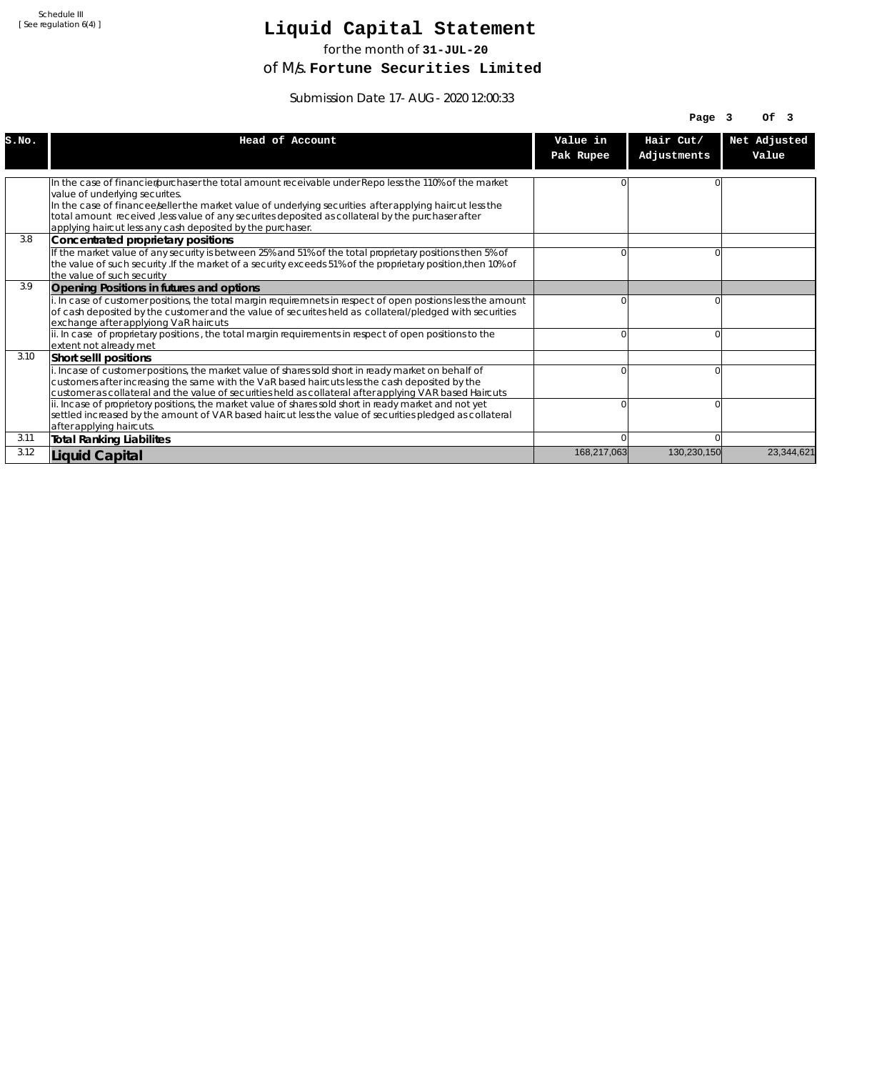Schedule III
[ See regulation 6(4) ]

# Liquid Capital Statement

for the month of **31-JUL-20**

of M/s. **Fortune Securities Limited**

Submission Date 17-AUG-2020 12:00:33

| S.No. | Head of Account | Value in Pak Rupee | Hair Cut/ Adjustments | Net Adjusted Value |
|---|---|---|---|---|
| | In the case of financier/purchaser the total amount receivable under Repo less the 110% of the market value of underlying securities.<br>In the case of financee/seller the market value of underlying securities after applying haircut less the total amount received ,less value of any securites deposited as collateral by the purchaser after applying haircut less any cash deposited by the purchaser. | 0 | 0 | |
| 3.8 | **Concentrated proprietary positions** | | | |
| | If the market value of any security is between 25% and 51% of the total proprietary positions then 5% of the value of such security .If the market of a security exceeds 51% of the proprietary position,then 10% of the value of such security | 0 | 0 | |
| 3.9 | **Opening Positions in futures and options** | | | |
| | i. In case of customer positions, the total margin requiremnets in respect of open postions less the amount of cash deposited by the customer and the value of securites held as collateral/pledged with securities exchange after applyiong VaR haircuts | 0 | 0 | |
| | ii. In case of proprietary positions , the total margin requirements in respect of open positions to the extent not already met | 0 | 0 | |
| 3.10 | **Short selll positions** | | | |
| | i. Incase of customer positions, the market value of shares sold short in ready market on behalf of customers after increasing the same with the VaR based haircuts less the cash deposited by the customer as collateral and the value of securities held as collateral after applying VAR based Haircuts | 0 | 0 | |
| | ii. Incase of proprietory positions, the market value of shares sold short in ready market and not yet settled increased by the amount of VAR based haircut less the value of securities pledged as collateral after applying haircuts. | 0 | 0 | |
| 3.11 | **Total Ranking Liabilites** | 0 | 0 | |
| 3.12 | **Liquid Capital** | 168,217,063 | 130,230,150 | 23,344,621 |